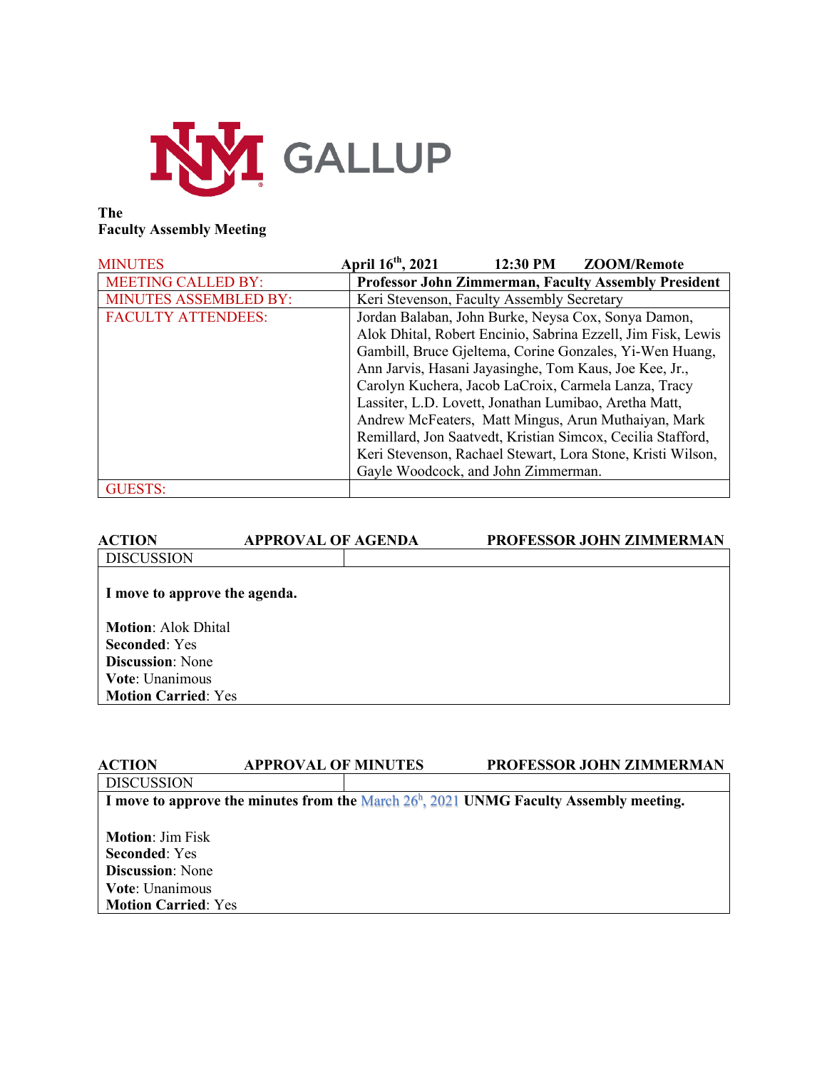UNM GALLUP

**The**
**Faculty Assembly Meeting**

| MINUTES | **April 16th, 2021 12:30 PM ZOOM/Remote** |
|---|---|
| MEETING CALLED BY: | **Professor John Zimmerman, Faculty Assembly President** |
| MINUTES ASSEMBLED BY: | Keri Stevenson, Faculty Assembly Secretary |
| FACULTY ATTENDEES: | Jordan Balaban, John Burke, Neysa Cox, Sonya Damon, Alok Dhital, Robert Encinio, Sabrina Ezzell, Jim Fisk, Lewis Gambill, Bruce Gjeltema, Corine Gonzales, Yi-Wen Huang, Ann Jarvis, Hasani Jayasinghe, Tom Kaus, Joe Kee, Jr., Carolyn Kuchera, Jacob LaCroix, Carmela Lanza, Tracy Lassiter, L.D. Lovett, Jonathan Lumibao, Aretha Matt, Andrew McFeaters, Matt Mingus, Arun Muthaiyan, Mark Remillard, Jon Saatvedt, Kristian Simcox, Cecilia Stafford, Keri Stevenson, Rachael Stewart, Lora Stone, Kristi Wilson, Gayle Woodcock, and John Zimmerman. |
| GUESTS: | |

**ACTION** **APPROVAL OF AGENDA** **PROFESSOR JOHN ZIMMERMAN**

DISCUSSION

**I move to approve the agenda.**

**Motion**: Alok Dhital
**Seconded**: Yes
**Discussion**: None
**Vote**: Unanimous
**Motion Carried**: Yes

**ACTION** **APPROVAL OF MINUTES** **PROFESSOR JOHN ZIMMERMAN**

DISCUSSION

**I move to approve the minutes from the March 26h, 2021 UNMG Faculty Assembly meeting.**

**Motion**: Jim Fisk
**Seconded**: Yes
**Discussion**: None
**Vote**: Unanimous
**Motion Carried**: Yes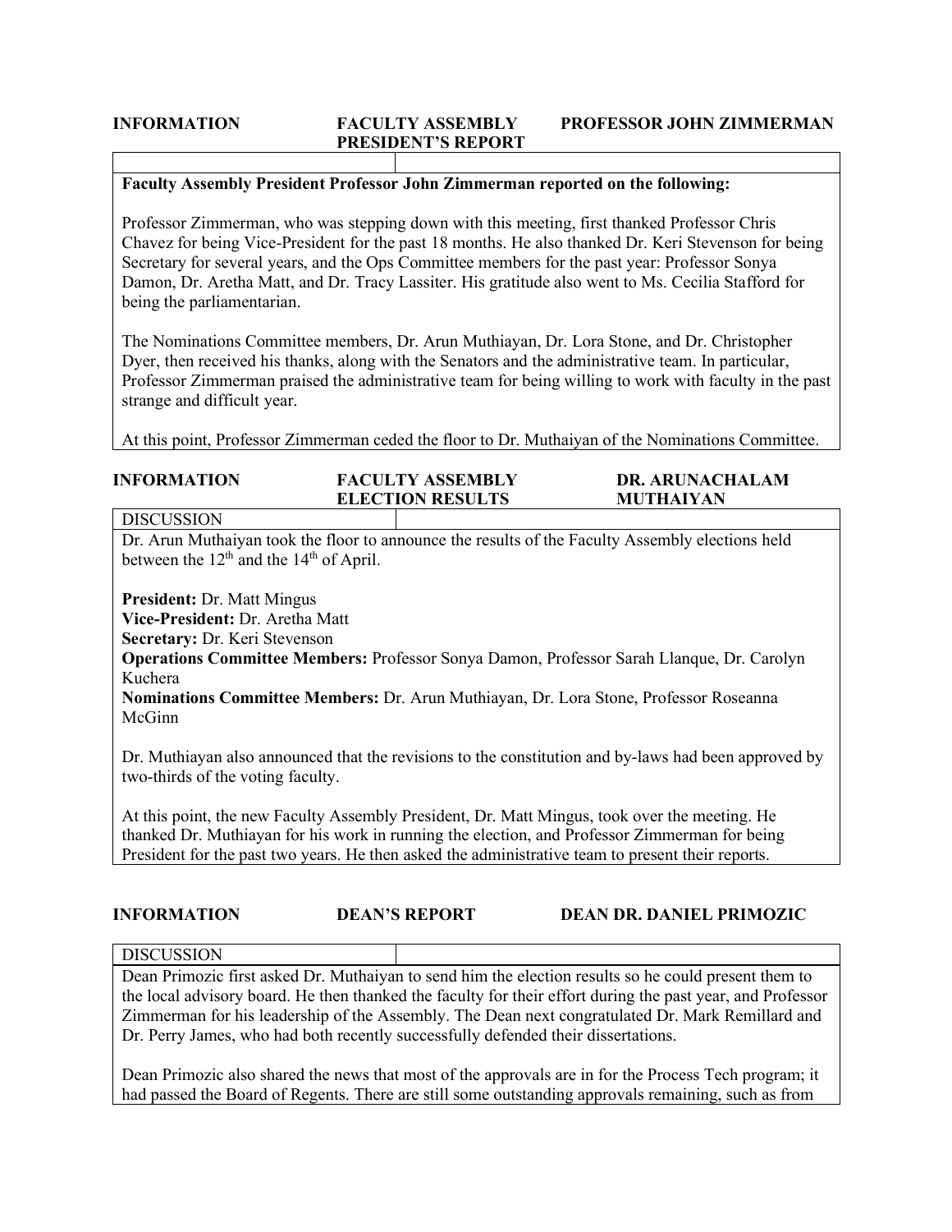| INFORMATION | FACULTY ASSEMBLY PRESIDENT'S REPORT | PROFESSOR JOHN ZIMMERMAN |
|---|---|---|

**Faculty Assembly President Professor John Zimmerman reported on the following:**

Professor Zimmerman, who was stepping down with this meeting, first thanked Professor Chris Chavez for being Vice-President for the past 18 months. He also thanked Dr. Keri Stevenson for being Secretary for several years, and the Ops Committee members for the past year: Professor Sonya Damon, Dr. Aretha Matt, and Dr. Tracy Lassiter. His gratitude also went to Ms. Cecilia Stafford for being the parliamentarian.

The Nominations Committee members, Dr. Arun Muthiayan, Dr. Lora Stone, and Dr. Christopher Dyer, then received his thanks, along with the Senators and the administrative team. In particular, Professor Zimmerman praised the administrative team for being willing to work with faculty in the past strange and difficult year.

At this point, Professor Zimmerman ceded the floor to Dr. Muthaiyan of the Nominations Committee.

| INFORMATION | FACULTY ASSEMBLY ELECTION RESULTS | DR. ARUNACHALAM MUTHAIYAN |
|---|---|---|

DISCUSSION

Dr. Arun Muthaiyan took the floor to announce the results of the Faculty Assembly elections held between the 12th and the 14th of April.

**President:** Dr. Matt Mingus
**Vice-President:** Dr. Aretha Matt
**Secretary:** Dr. Keri Stevenson
**Operations Committee Members:** Professor Sonya Damon, Professor Sarah Llanque, Dr. Carolyn Kuchera
**Nominations Committee Members:** Dr. Arun Muthiayan, Dr. Lora Stone, Professor Roseanna McGinn

Dr. Muthiayan also announced that the revisions to the constitution and by-laws had been approved by two-thirds of the voting faculty.

At this point, the new Faculty Assembly President, Dr. Matt Mingus, took over the meeting. He thanked Dr. Muthiayan for his work in running the election, and Professor Zimmerman for being President for the past two years. He then asked the administrative team to present their reports.

| INFORMATION | DEAN'S REPORT | DEAN DR. DANIEL PRIMOZIC |
|---|---|---|

DISCUSSION

Dean Primozic first asked Dr. Muthaiyan to send him the election results so he could present them to the local advisory board. He then thanked the faculty for their effort during the past year, and Professor Zimmerman for his leadership of the Assembly. The Dean next congratulated Dr. Mark Remillard and Dr. Perry James, who had both recently successfully defended their dissertations.

Dean Primozic also shared the news that most of the approvals are in for the Process Tech program; it had passed the Board of Regents. There are still some outstanding approvals remaining, such as from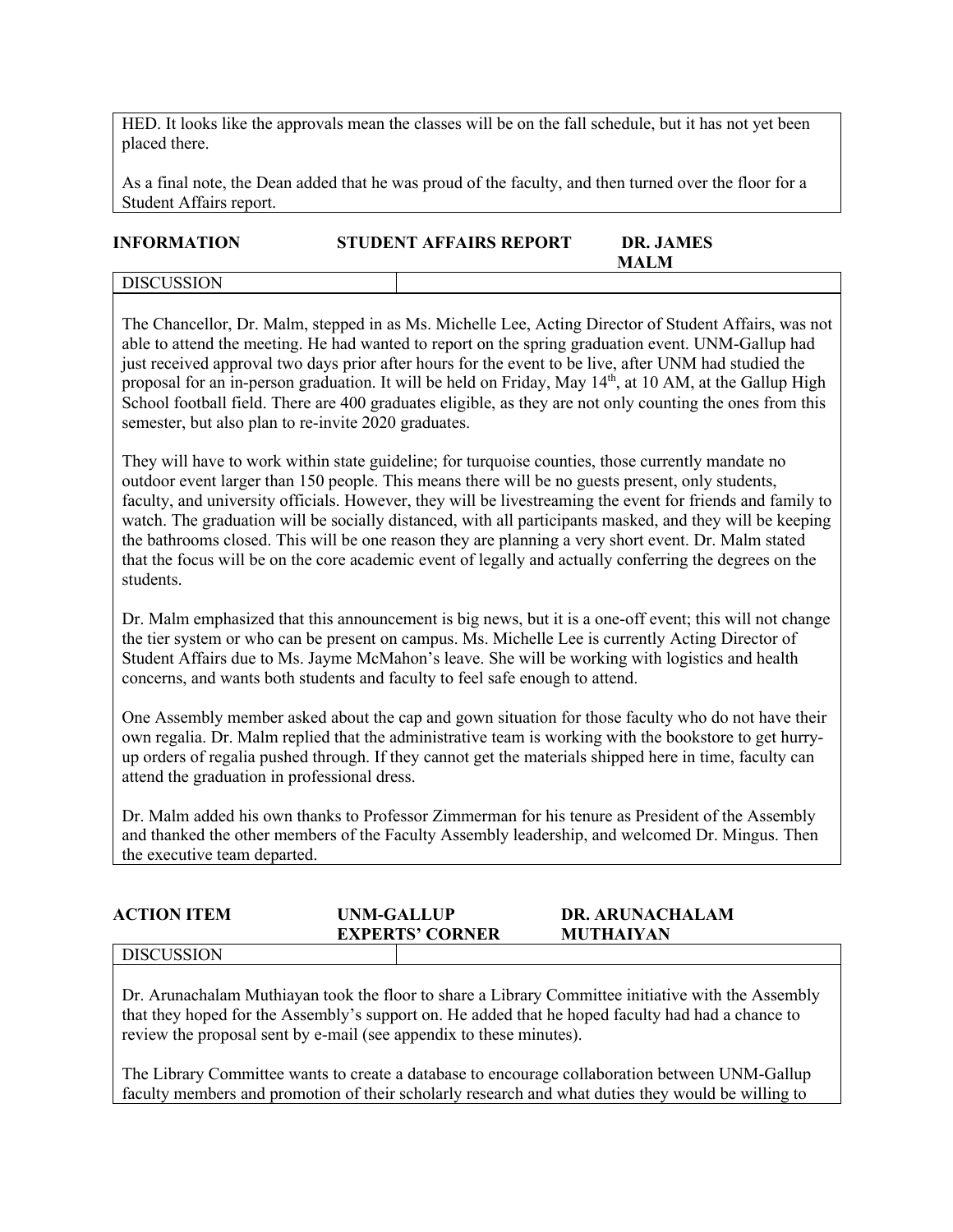HED. It looks like the approvals mean the classes will be on the fall schedule, but it has not yet been placed there.

As a final note, the Dean added that he was proud of the faculty, and then turned over the floor for a Student Affairs report.

| INFORMATION | STUDENT AFFAIRS REPORT | DR. JAMES MALM |
|---|---|---|

DISCUSSION

The Chancellor, Dr. Malm, stepped in as Ms. Michelle Lee, Acting Director of Student Affairs, was not able to attend the meeting. He had wanted to report on the spring graduation event. UNM-Gallup had just received approval two days prior after hours for the event to be live, after UNM had studied the proposal for an in-person graduation. It will be held on Friday, May 14th, at 10 AM, at the Gallup High School football field. There are 400 graduates eligible, as they are not only counting the ones from this semester, but also plan to re-invite 2020 graduates.

They will have to work within state guideline; for turquoise counties, those currently mandate no outdoor event larger than 150 people. This means there will be no guests present, only students, faculty, and university officials. However, they will be livestreaming the event for friends and family to watch. The graduation will be socially distanced, with all participants masked, and they will be keeping the bathrooms closed. This will be one reason they are planning a very short event. Dr. Malm stated that the focus will be on the core academic event of legally and actually conferring the degrees on the students.

Dr. Malm emphasized that this announcement is big news, but it is a one-off event; this will not change the tier system or who can be present on campus. Ms. Michelle Lee is currently Acting Director of Student Affairs due to Ms. Jayme McMahon's leave. She will be working with logistics and health concerns, and wants both students and faculty to feel safe enough to attend.

One Assembly member asked about the cap and gown situation for those faculty who do not have their own regalia. Dr. Malm replied that the administrative team is working with the bookstore to get hurry-up orders of regalia pushed through. If they cannot get the materials shipped here in time, faculty can attend the graduation in professional dress.

Dr. Malm added his own thanks to Professor Zimmerman for his tenure as President of the Assembly and thanked the other members of the Faculty Assembly leadership, and welcomed Dr. Mingus. Then the executive team departed.

| ACTION ITEM | UNM-GALLUP EXPERTS' CORNER | DR. ARUNACHALAM MUTHAIYAN |
|---|---|---|

DISCUSSION

Dr. Arunachalam Muthiayan took the floor to share a Library Committee initiative with the Assembly that they hoped for the Assembly's support on. He added that he hoped faculty had had a chance to review the proposal sent by e-mail (see appendix to these minutes).

The Library Committee wants to create a database to encourage collaboration between UNM-Gallup faculty members and promotion of their scholarly research and what duties they would be willing to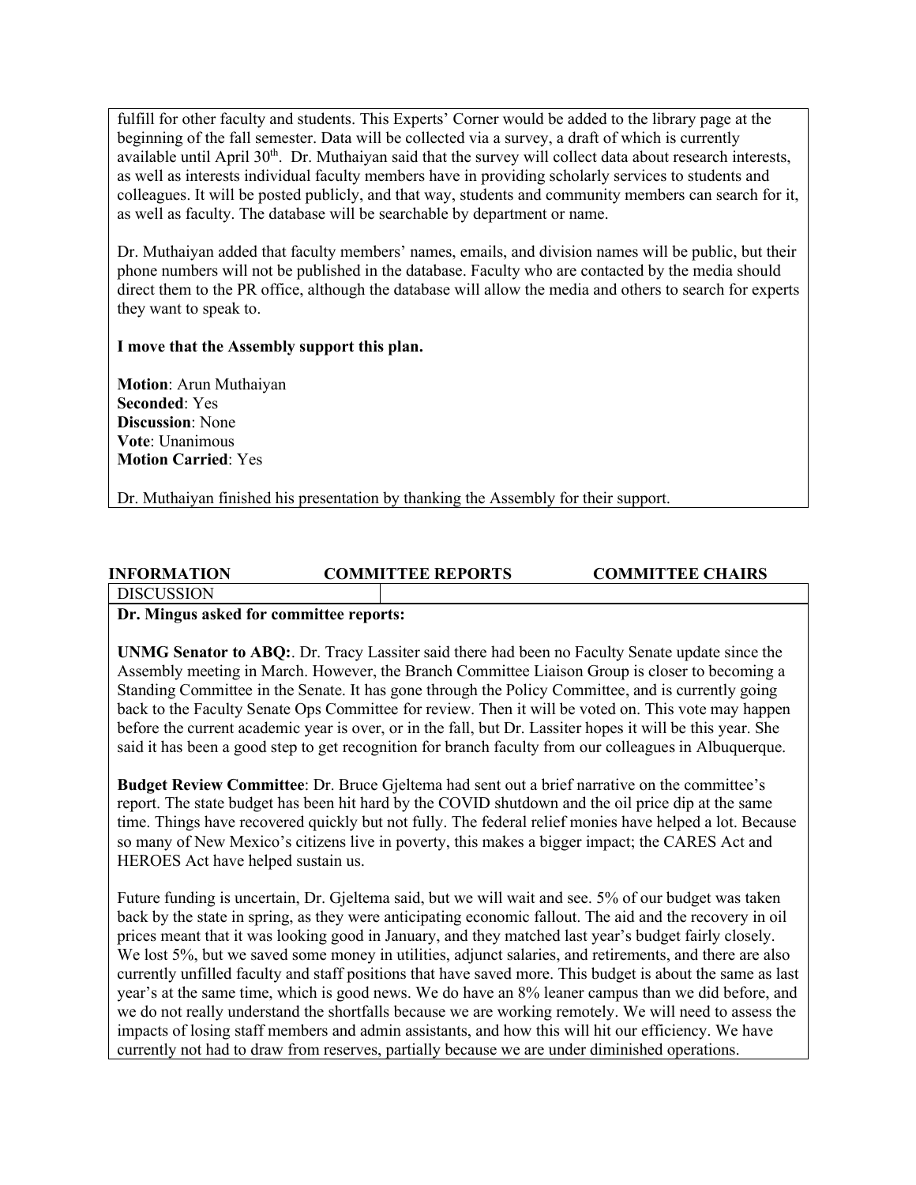fulfill for other faculty and students. This Experts' Corner would be added to the library page at the beginning of the fall semester. Data will be collected via a survey, a draft of which is currently available until April 30th. Dr. Muthaiyan said that the survey will collect data about research interests, as well as interests individual faculty members have in providing scholarly services to students and colleagues. It will be posted publicly, and that way, students and community members can search for it, as well as faculty. The database will be searchable by department or name.

Dr. Muthaiyan added that faculty members' names, emails, and division names will be public, but their phone numbers will not be published in the database. Faculty who are contacted by the media should direct them to the PR office, although the database will allow the media and others to search for experts they want to speak to.

**I move that the Assembly support this plan.**

**Motion**: Arun Muthaiyan
**Seconded**: Yes
**Discussion**: None
**Vote**: Unanimous
**Motion Carried**: Yes

Dr. Muthaiyan finished his presentation by thanking the Assembly for their support.

| **INFORMATION** | **COMMITTEE REPORTS** | **COMMITTEE CHAIRS** |
|---|---|---|
| DISCUSSION | | |

**Dr. Mingus asked for committee reports:**

**UNMG Senator to ABQ:**. Dr. Tracy Lassiter said there had been no Faculty Senate update since the Assembly meeting in March. However, the Branch Committee Liaison Group is closer to becoming a Standing Committee in the Senate. It has gone through the Policy Committee, and is currently going back to the Faculty Senate Ops Committee for review. Then it will be voted on. This vote may happen before the current academic year is over, or in the fall, but Dr. Lassiter hopes it will be this year. She said it has been a good step to get recognition for branch faculty from our colleagues in Albuquerque.

**Budget Review Committee**: Dr. Bruce Gjeltema had sent out a brief narrative on the committee's report. The state budget has been hit hard by the COVID shutdown and the oil price dip at the same time. Things have recovered quickly but not fully. The federal relief monies have helped a lot. Because so many of New Mexico's citizens live in poverty, this makes a bigger impact; the CARES Act and HEROES Act have helped sustain us.

Future funding is uncertain, Dr. Gjeltema said, but we will wait and see. 5% of our budget was taken back by the state in spring, as they were anticipating economic fallout. The aid and the recovery in oil prices meant that it was looking good in January, and they matched last year's budget fairly closely. We lost 5%, but we saved some money in utilities, adjunct salaries, and retirements, and there are also currently unfilled faculty and staff positions that have saved more. This budget is about the same as last year's at the same time, which is good news. We do have an 8% leaner campus than we did before, and we do not really understand the shortfalls because we are working remotely. We will need to assess the impacts of losing staff members and admin assistants, and how this will hit our efficiency. We have currently not had to draw from reserves, partially because we are under diminished operations.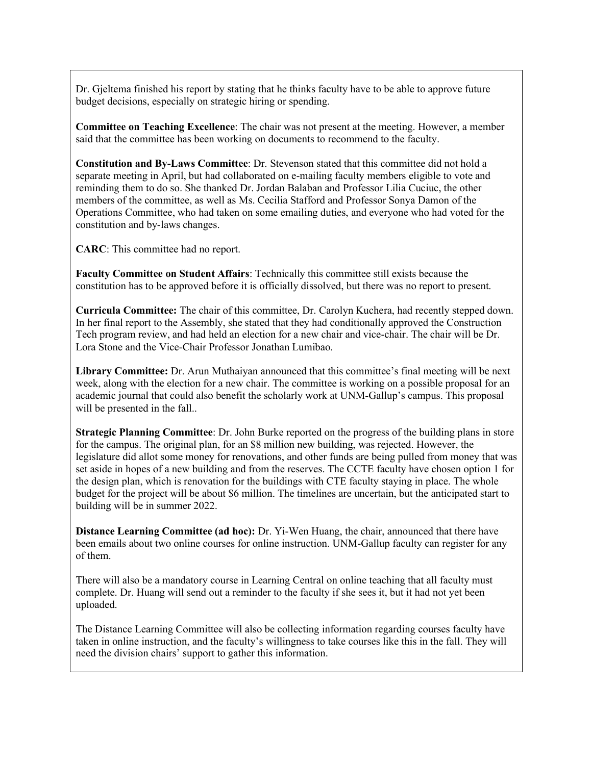Dr. Gjeltema finished his report by stating that he thinks faculty have to be able to approve future budget decisions, especially on strategic hiring or spending.

**Committee on Teaching Excellence**: The chair was not present at the meeting. However, a member said that the committee has been working on documents to recommend to the faculty.

**Constitution and By-Laws Committee**: Dr. Stevenson stated that this committee did not hold a separate meeting in April, but had collaborated on e-mailing faculty members eligible to vote and reminding them to do so. She thanked Dr. Jordan Balaban and Professor Lilia Cuciuc, the other members of the committee, as well as Ms. Cecilia Stafford and Professor Sonya Damon of the Operations Committee, who had taken on some emailing duties, and everyone who had voted for the constitution and by-laws changes.

**CARC**: This committee had no report.

**Faculty Committee on Student Affairs**: Technically this committee still exists because the constitution has to be approved before it is officially dissolved, but there was no report to present.

**Curricula Committee:** The chair of this committee, Dr. Carolyn Kuchera, had recently stepped down. In her final report to the Assembly, she stated that they had conditionally approved the Construction Tech program review, and had held an election for a new chair and vice-chair. The chair will be Dr. Lora Stone and the Vice-Chair Professor Jonathan Lumibao.

**Library Committee:** Dr. Arun Muthaiyan announced that this committee's final meeting will be next week, along with the election for a new chair. The committee is working on a possible proposal for an academic journal that could also benefit the scholarly work at UNM-Gallup's campus. This proposal will be presented in the fall..

**Strategic Planning Committee**: Dr. John Burke reported on the progress of the building plans in store for the campus. The original plan, for an $8 million new building, was rejected. However, the legislature did allot some money for renovations, and other funds are being pulled from money that was set aside in hopes of a new building and from the reserves. The CCTE faculty have chosen option 1 for the design plan, which is renovation for the buildings with CTE faculty staying in place. The whole budget for the project will be about $6 million. The timelines are uncertain, but the anticipated start to building will be in summer 2022.

**Distance Learning Committee (ad hoc):** Dr. Yi-Wen Huang, the chair, announced that there have been emails about two online courses for online instruction. UNM-Gallup faculty can register for any of them.

There will also be a mandatory course in Learning Central on online teaching that all faculty must complete. Dr. Huang will send out a reminder to the faculty if she sees it, but it had not yet been uploaded.

The Distance Learning Committee will also be collecting information regarding courses faculty have taken in online instruction, and the faculty's willingness to take courses like this in the fall. They will need the division chairs' support to gather this information.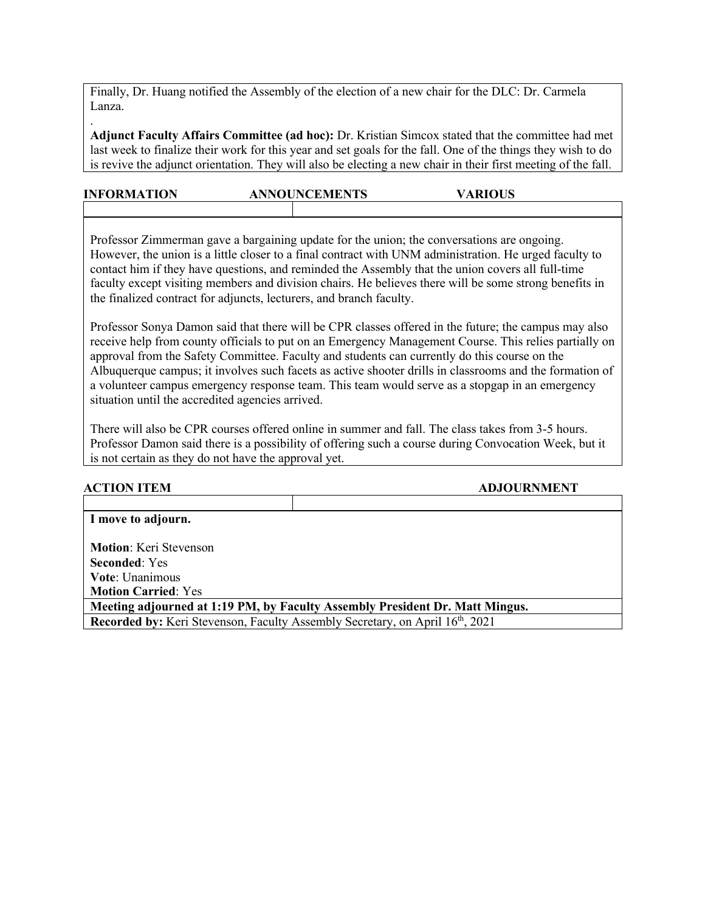Finally, Dr. Huang notified the Assembly of the election of a new chair for the DLC: Dr. Carmela Lanza.

.

**Adjunct Faculty Affairs Committee (ad hoc):** Dr. Kristian Simcox stated that the committee had met last week to finalize their work for this year and set goals for the fall. One of the things they wish to do is revive the adjunct orientation. They will also be electing a new chair in their first meeting of the fall.

**INFORMATION ANNOUNCEMENTS VARIOUS**

Professor Zimmerman gave a bargaining update for the union; the conversations are ongoing. However, the union is a little closer to a final contract with UNM administration. He urged faculty to contact him if they have questions, and reminded the Assembly that the union covers all full-time faculty except visiting members and division chairs. He believes there will be some strong benefits in the finalized contract for adjuncts, lecturers, and branch faculty.

Professor Sonya Damon said that there will be CPR classes offered in the future; the campus may also receive help from county officials to put on an Emergency Management Course. This relies partially on approval from the Safety Committee. Faculty and students can currently do this course on the Albuquerque campus; it involves such facets as active shooter drills in classrooms and the formation of a volunteer campus emergency response team. This team would serve as a stopgap in an emergency situation until the accredited agencies arrived.

There will also be CPR courses offered online in summer and fall. The class takes from 3-5 hours. Professor Damon said there is a possibility of offering such a course during Convocation Week, but it is not certain as they do not have the approval yet.

**ACTION ITEM ADJOURNMENT**

**I move to adjourn.**

**Motion**: Keri Stevenson
**Seconded**: Yes
**Vote**: Unanimous
**Motion Carried**: Yes

**Meeting adjourned at 1:19 PM, by Faculty Assembly President Dr. Matt Mingus.**

**Recorded by:** Keri Stevenson, Faculty Assembly Secretary, on April 16th, 2021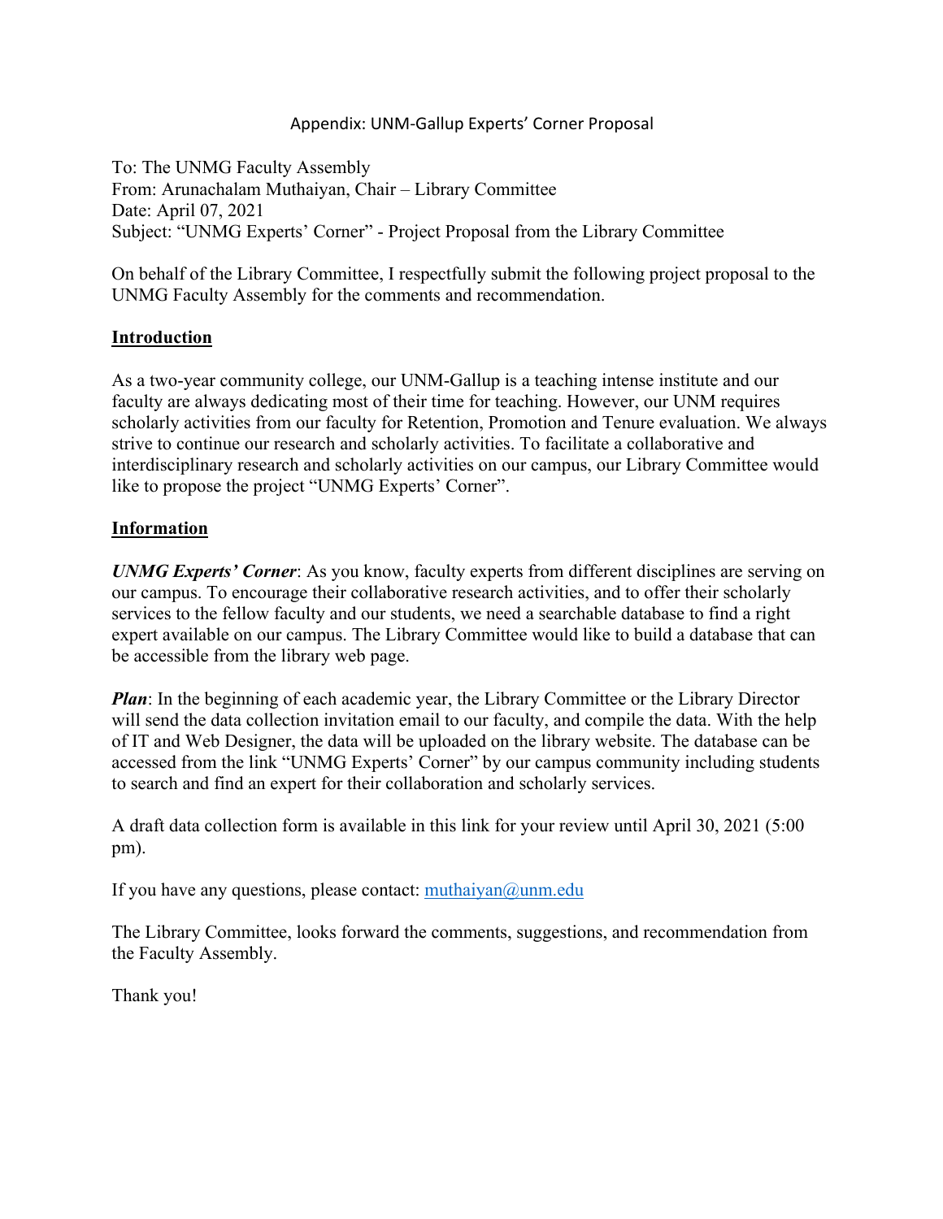Appendix: UNM-Gallup Experts' Corner Proposal

To: The UNMG Faculty Assembly
From: Arunachalam Muthaiyan, Chair – Library Committee
Date: April 07, 2021
Subject: "UNMG Experts' Corner" - Project Proposal from the Library Committee

On behalf of the Library Committee, I respectfully submit the following project proposal to the UNMG Faculty Assembly for the comments and recommendation.

## Introduction

As a two-year community college, our UNM-Gallup is a teaching intense institute and our faculty are always dedicating most of their time for teaching. However, our UNM requires scholarly activities from our faculty for Retention, Promotion and Tenure evaluation. We always strive to continue our research and scholarly activities. To facilitate a collaborative and interdisciplinary research and scholarly activities on our campus, our Library Committee would like to propose the project "UNMG Experts' Corner".

## Information

***UNMG Experts' Corner***: As you know, faculty experts from different disciplines are serving on our campus. To encourage their collaborative research activities, and to offer their scholarly services to the fellow faculty and our students, we need a searchable database to find a right expert available on our campus. The Library Committee would like to build a database that can be accessible from the library web page.

***Plan***: In the beginning of each academic year, the Library Committee or the Library Director will send the data collection invitation email to our faculty, and compile the data. With the help of IT and Web Designer, the data will be uploaded on the library website. The database can be accessed from the link "UNMG Experts' Corner" by our campus community including students to search and find an expert for their collaboration and scholarly services.

A draft data collection form is available in this link for your review until April 30, 2021 (5:00 pm).

If you have any questions, please contact: muthaiyan@unm.edu

The Library Committee, looks forward the comments, suggestions, and recommendation from the Faculty Assembly.

Thank you!